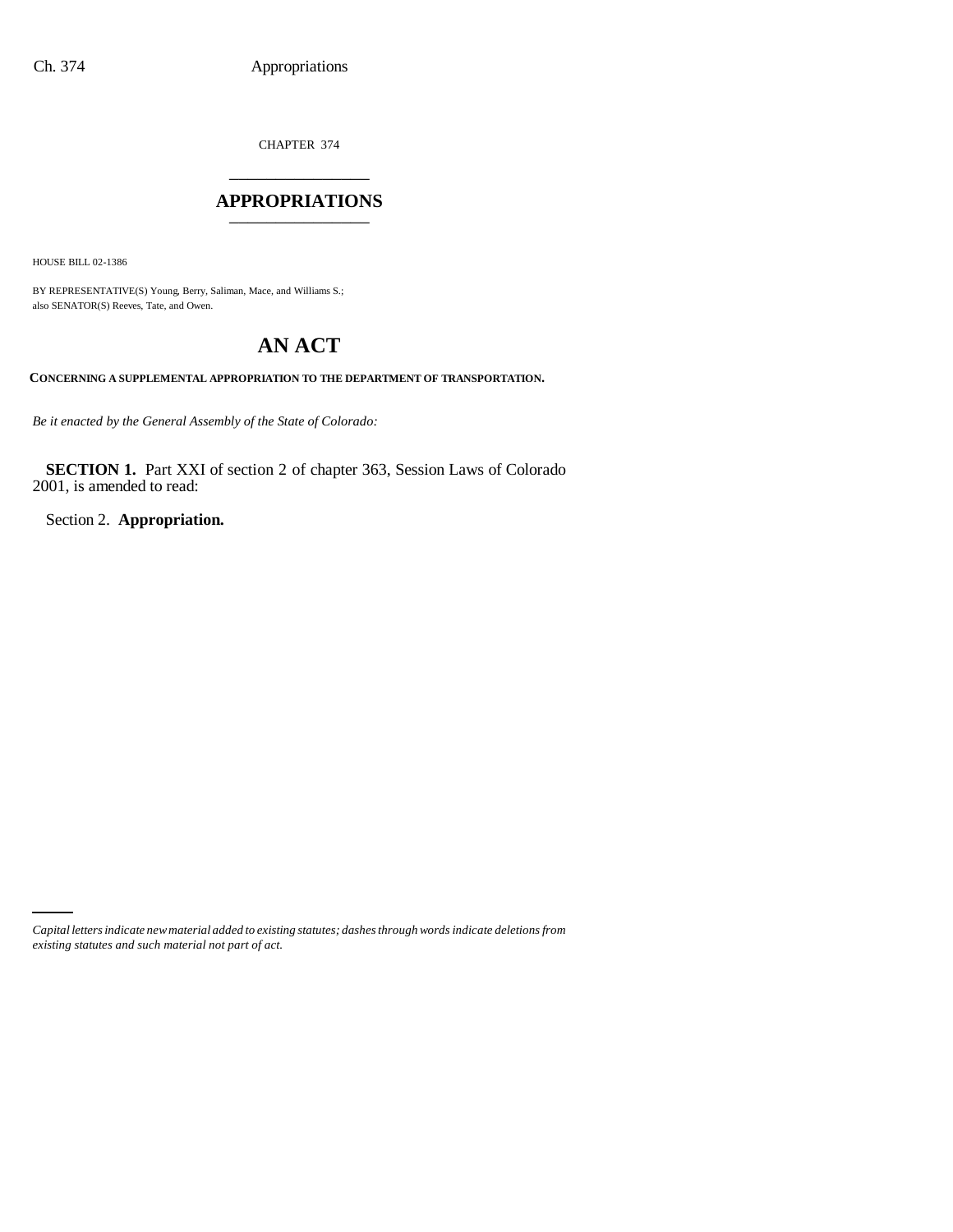CHAPTER 374

# APPROPRIATIONS

HOUSE BILL 02-1386

BY REPRESENTATIVE(S) Young, Berry, Saliman, Mace, and Williams S.;
also SENATOR(S) Reeves, Tate, and Owen.

# AN ACT

**CONCERNING A SUPPLEMENTAL APPROPRIATION TO THE DEPARTMENT OF TRANSPORTATION.**

*Be it enacted by the General Assembly of the State of Colorado:*

**SECTION 1.** Part XXI of section 2 of chapter 363, Session Laws of Colorado 2001, is amended to read:

Section 2. **Appropriation.**

*Capital letters indicate new material added to existing statutes; dashes through words indicate deletions from existing statutes and such material not part of act.*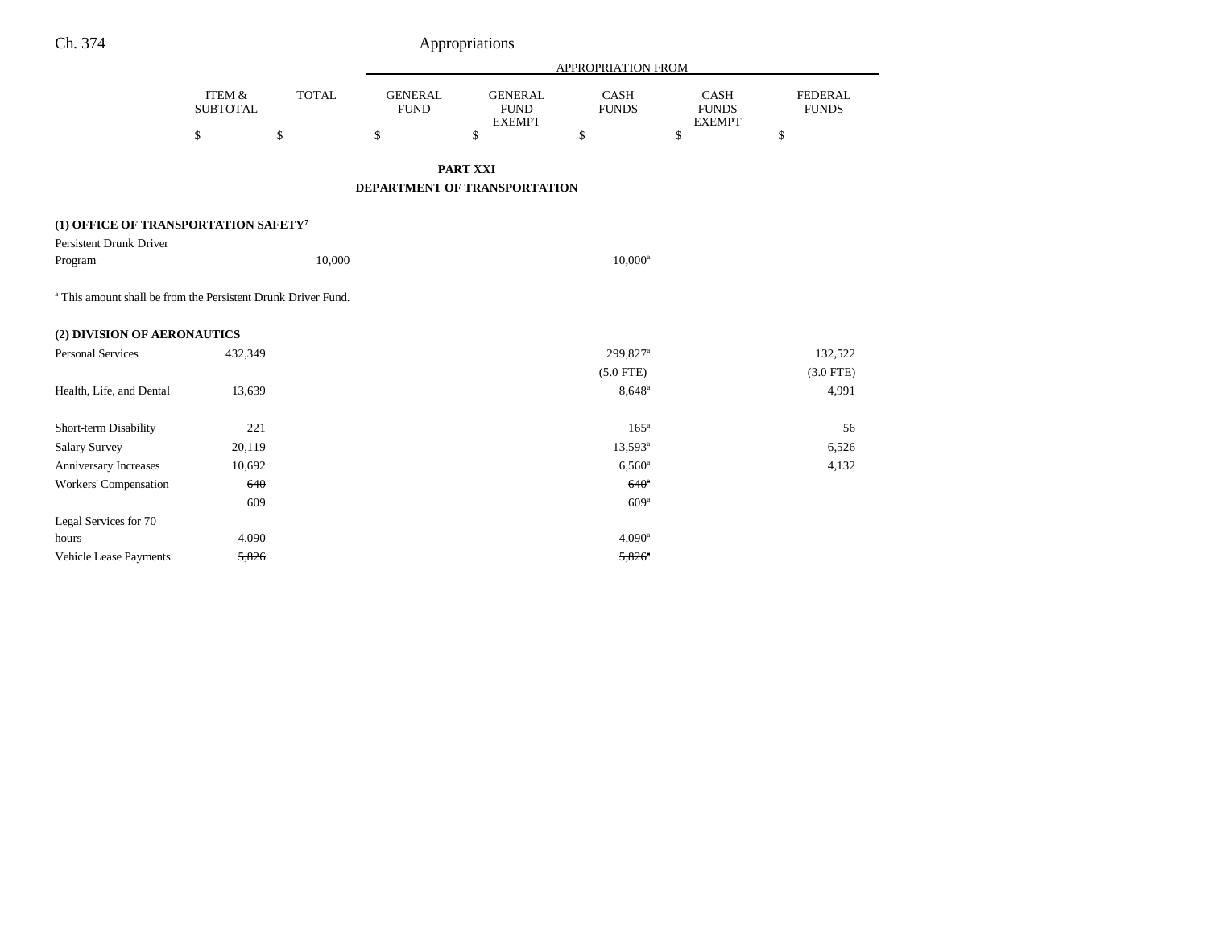## PART XXI
## DEPARTMENT OF TRANSPORTATION

| | ITEM & SUBTOTAL | TOTAL | GENERAL FUND | GENERAL FUND EXEMPT | CASH FUNDS | CASH FUNDS EXEMPT | FEDERAL FUNDS |
|---|---|---|---|---|---|---|---|
| | $ | $ | $ | $ | $ | $ | $ |
| **(1) OFFICE OF TRANSPORTATION SAFETY[7]** | | | | | | | |
| Persistent Drunk Driver Program | | 10,000 | | | 10,000[a] | | |

[a] This amount shall be from the Persistent Drunk Driver Fund.

| | ITEM & SUBTOTAL | TOTAL | GENERAL FUND | GENERAL FUND EXEMPT | CASH FUNDS | CASH FUNDS EXEMPT | FEDERAL FUNDS |
|---|---|---|---|---|---|---|---|
| **(2) DIVISION OF AERONAUTICS** | | | | | | | |
| Personal Services | 432,349 | | | | 299,827[a] | | 132,522 |
| | | | | | (5.0 FTE) | | (3.0 FTE) |
| Health, Life, and Dental | 13,639 | | | | 8,648[a] | | 4,991 |
| Short-term Disability | 221 | | | | 165[a] | | 56 |
| Salary Survey | 20,119 | | | | 13,593[a] | | 6,526 |
| Anniversary Increases | 10,692 | | | | 6,560[a] | | 4,132 |
| Workers' Compensation | ~~640~~ | | | | ~~640[a]~~ | | |
| | 609 | | | | 609[a] | | |
| Legal Services for 70 hours | 4,090 | | | | 4,090[a] | | |
| Vehicle Lease Payments | ~~5,826~~ | | | | ~~5,826[a]~~ | | |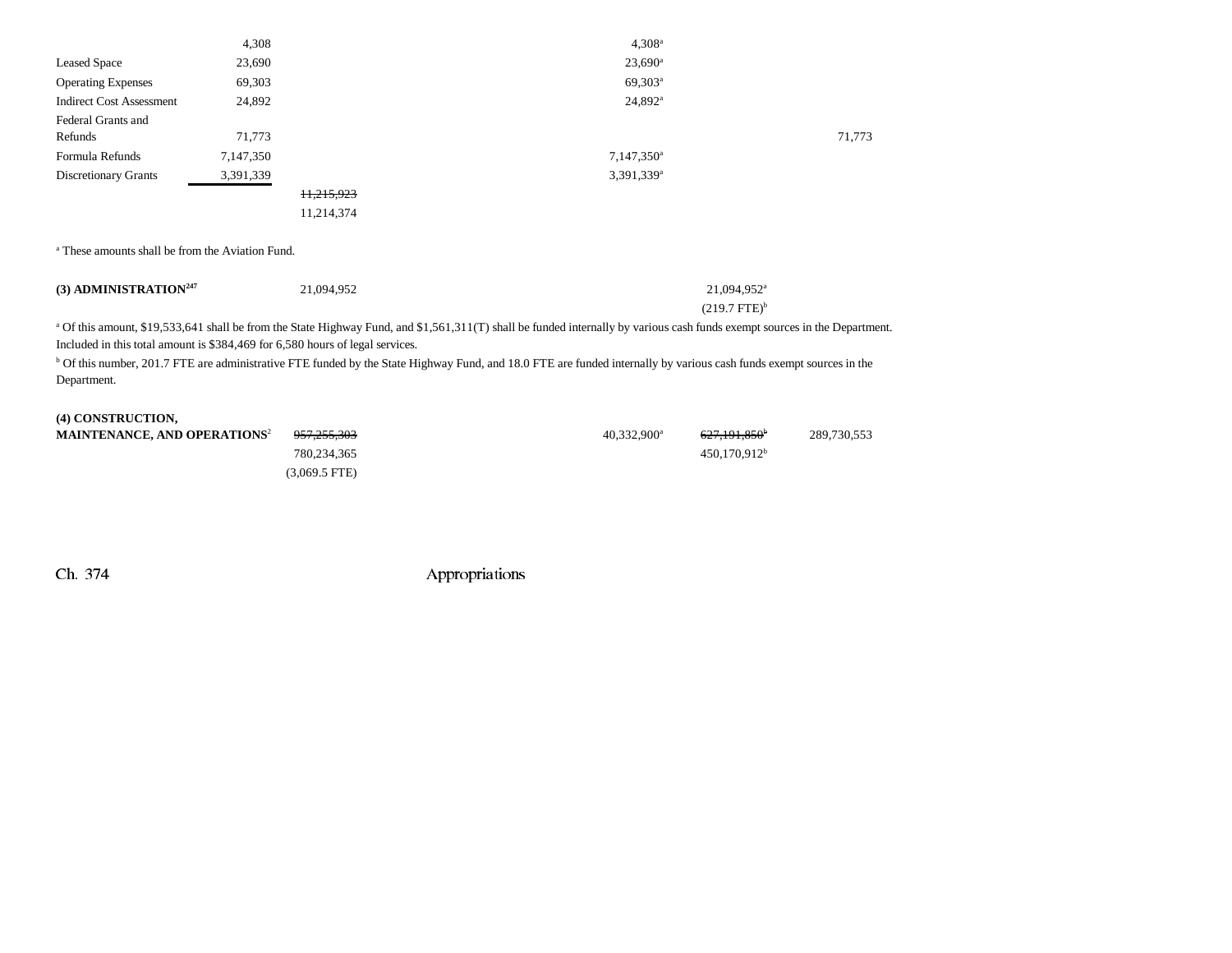| | | | | | | |
|---|---|---|---|---|---|---|
| | 4,308 | | | 4,308[a] | | |
| Leased Space | 23,690 | | | 23,690[a] | | |
| Operating Expenses | 69,303 | | | 69,303[a] | | |
| Indirect Cost Assessment | 24,892 | | | 24,892[a] | | |
| Federal Grants and Refunds | 71,773 | | | | | 71,773 |
| Formula Refunds | 7,147,350 | | | 7,147,350[a] | | |
| Discretionary Grants | 3,391,339 | | | 3,391,339[a] | | |
| | | ~~11,215,923~~ | | | | |
| | | 11,214,374 | | | | |

[a] These amounts shall be from the Aviation Fund.

| | | | | | |
|---|---|---|---|---|---|
| **(3) ADMINISTRATION**[247] | 21,094,952 | | | 21,094,952[a] | |
| | | | | (219.7 FTE)[b] | |

[a] Of this amount, $19,533,641 shall be from the State Highway Fund, and $1,561,311(T) shall be funded internally by various cash funds exempt sources in the Department. Included in this total amount is $384,469 for 6,580 hours of legal services.

[b] Of this number, 201.7 FTE are administrative FTE funded by the State Highway Fund, and 18.0 FTE are funded internally by various cash funds exempt sources in the Department.

| | | | | | |
|---|---|---|---|---|---|
| **(4) CONSTRUCTION, MAINTENANCE, AND OPERATIONS**[2] | ~~957,255,303~~ | | 40,332,900[a] | ~~627,191,850~~[b] | 289,730,553 |
| | 780,234,365 | | | 450,170,912[b] | |
| | (3,069.5 FTE) | | | | |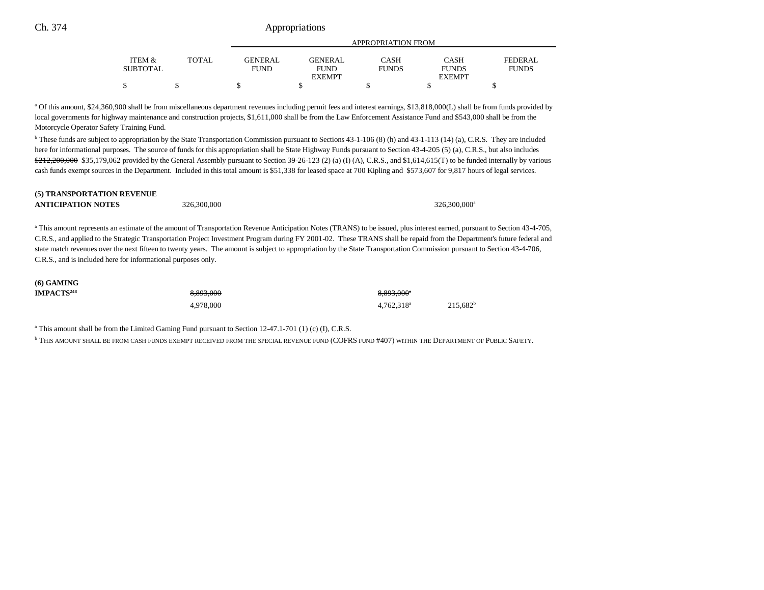| | ITEM & SUBTOTAL | TOTAL | APPROPRIATION FROM GENERAL FUND | GENERAL FUND EXEMPT | CASH FUNDS | CASH FUNDS EXEMPT | FEDERAL FUNDS |
|---|---|---|---|---|---|---|---|
| | $ | $ | $ | $ | $ | $ | $ |

[a] Of this amount, $24,360,900 shall be from miscellaneous department revenues including permit fees and interest earnings, $13,818,000(L) shall be from funds provided by local governments for highway maintenance and construction projects, $1,611,000 shall be from the Law Enforcement Assistance Fund and $543,000 shall be from the Motorcycle Operator Safety Training Fund.

[b] These funds are subject to appropriation by the State Transportation Commission pursuant to Sections 43-1-106 (8) (h) and 43-1-113 (14) (a), C.R.S. They are included here for informational purposes. The source of funds for this appropriation shall be State Highway Funds pursuant to Section 43-4-205 (5) (a), C.R.S., but also includes ~~$212,200,000~~ $35,179,062 provided by the General Assembly pursuant to Section 39-26-123 (2) (a) (I) (A), C.R.S., and $1,614,615(T) to be funded internally by various cash funds exempt sources in the Department. Included in this total amount is $51,338 for leased space at 700 Kipling and $573,607 for 9,817 hours of legal services.

| | ITEM & SUBTOTAL | TOTAL | GENERAL FUND | GENERAL FUND EXEMPT | CASH FUNDS | CASH FUNDS EXEMPT | FEDERAL FUNDS |
|---|---|---|---|---|---|---|---|
| **(5) TRANSPORTATION REVENUE ANTICIPATION NOTES** | | 326,300,000 | | | | 326,300,000[a] | |

[a] This amount represents an estimate of the amount of Transportation Revenue Anticipation Notes (TRANS) to be issued, plus interest earned, pursuant to Section 43-4-705, C.R.S., and applied to the Strategic Transportation Project Investment Program during FY 2001-02. These TRANS shall be repaid from the Department's future federal and state match revenues over the next fifteen to twenty years. The amount is subject to appropriation by the State Transportation Commission pursuant to Section 43-4-706, C.R.S., and is included here for informational purposes only.

| | ITEM & SUBTOTAL | TOTAL | GENERAL FUND | GENERAL FUND EXEMPT | CASH FUNDS | CASH FUNDS EXEMPT | FEDERAL FUNDS |
|---|---|---|---|---|---|---|---|
| **(6) GAMING IMPACTS[248]** | | ~~8,893,000~~ | | | ~~8,893,000[a]~~ | | |
| | | 4,978,000 | | | 4,762,318[a] | 215,682[b] | |

[a] This amount shall be from the Limited Gaming Fund pursuant to Section 12-47.1-701 (1) (c) (I), C.R.S.

[b] THIS AMOUNT SHALL BE FROM CASH FUNDS EXEMPT RECEIVED FROM THE SPECIAL REVENUE FUND (COFRS FUND #407) WITHIN THE DEPARTMENT OF PUBLIC SAFETY.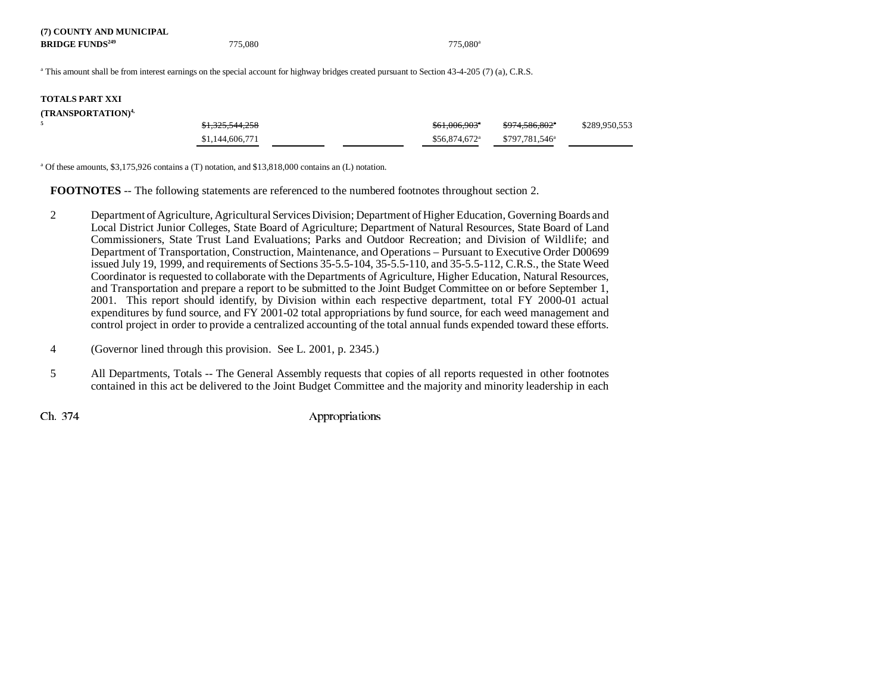| | | | | | | |
|---|---|---|---|---|---|---|
| **(7) COUNTY AND MUNICIPAL BRIDGE FUNDS**[249] | 775,080 | | | 775,080[a] | | |

[a] This amount shall be from interest earnings on the special account for highway bridges created pursuant to Section 43-4-205 (7) (a), C.R.S.

| | | | | | | |
|---|---|---|---|---|---|---|
| **TOTALS PART XXI (TRANSPORTATION)**[4, 5] | ~~$1,325,544,258~~ | | | ~~$61,006,903~~[a] | ~~$974,586,802~~[a] | $289,950,553 |
| | $1,144,606,771 | | | $56,874,672[a] | $797,781,546[a] | |

[a] Of these amounts, $3,175,926 contains a (T) notation, and $13,818,000 contains an (L) notation.

**FOOTNOTES** -- The following statements are referenced to the numbered footnotes throughout section 2.

2 Department of Agriculture, Agricultural Services Division; Department of Higher Education, Governing Boards and Local District Junior Colleges, State Board of Agriculture; Department of Natural Resources, State Board of Land Commissioners, State Trust Land Evaluations; Parks and Outdoor Recreation; and Division of Wildlife; and Department of Transportation, Construction, Maintenance, and Operations – Pursuant to Executive Order D00699 issued July 19, 1999, and requirements of Sections 35-5.5-104, 35-5.5-110, and 35-5.5-112, C.R.S., the State Weed Coordinator is requested to collaborate with the Departments of Agriculture, Higher Education, Natural Resources, and Transportation and prepare a report to be submitted to the Joint Budget Committee on or before September 1, 2001. This report should identify, by Division within each respective department, total FY 2000-01 actual expenditures by fund source, and FY 2001-02 total appropriations by fund source, for each weed management and control project in order to provide a centralized accounting of the total annual funds expended toward these efforts.

4 (Governor lined through this provision. See L. 2001, p. 2345.)

5 All Departments, Totals -- The General Assembly requests that copies of all reports requested in other footnotes contained in this act be delivered to the Joint Budget Committee and the majority and minority leadership in each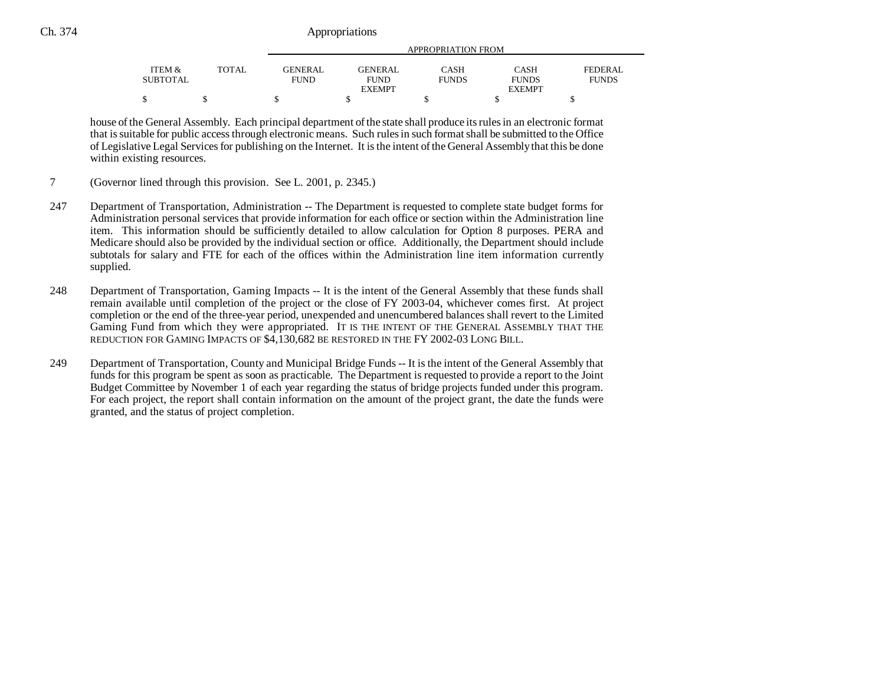| ITEM & SUBTOTAL | TOTAL | GENERAL FUND | GENERAL FUND EXEMPT | CASH FUNDS | CASH FUNDS EXEMPT | FEDERAL FUNDS |
|---|---|---|---|---|---|---|
| $ | $ | $ | $ | $ | $ | $ |

house of the General Assembly. Each principal department of the state shall produce its rules in an electronic format that is suitable for public access through electronic means. Such rules in such format shall be submitted to the Office of Legislative Legal Services for publishing on the Internet. It is the intent of the General Assembly that this be done within existing resources.

7 (Governor lined through this provision. See L. 2001, p. 2345.)

247 Department of Transportation, Administration -- The Department is requested to complete state budget forms for Administration personal services that provide information for each office or section within the Administration line item. This information should be sufficiently detailed to allow calculation for Option 8 purposes. PERA and Medicare should also be provided by the individual section or office. Additionally, the Department should include subtotals for salary and FTE for each of the offices within the Administration line item information currently supplied.

248 Department of Transportation, Gaming Impacts -- It is the intent of the General Assembly that these funds shall remain available until completion of the project or the close of FY 2003-04, whichever comes first. At project completion or the end of the three-year period, unexpended and unencumbered balances shall revert to the Limited Gaming Fund from which they were appropriated. IT IS THE INTENT OF THE GENERAL ASSEMBLY THAT THE REDUCTION FOR GAMING IMPACTS OF $4,130,682 BE RESTORED IN THE FY 2002-03 LONG BILL.

249 Department of Transportation, County and Municipal Bridge Funds -- It is the intent of the General Assembly that funds for this program be spent as soon as practicable. The Department is requested to provide a report to the Joint Budget Committee by November 1 of each year regarding the status of bridge projects funded under this program. For each project, the report shall contain information on the amount of the project grant, the date the funds were granted, and the status of project completion.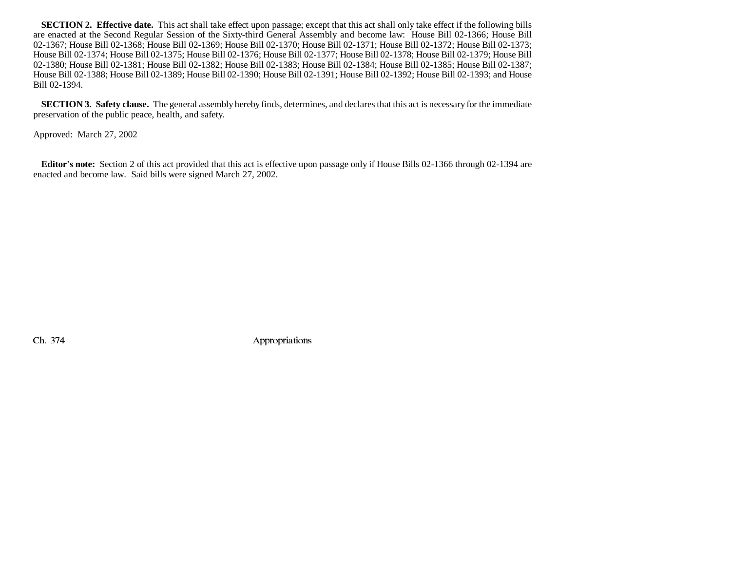**SECTION 2. Effective date.** This act shall take effect upon passage; except that this act shall only take effect if the following bills are enacted at the Second Regular Session of the Sixty-third General Assembly and become law: House Bill 02-1366; House Bill 02-1367; House Bill 02-1368; House Bill 02-1369; House Bill 02-1370; House Bill 02-1371; House Bill 02-1372; House Bill 02-1373; House Bill 02-1374; House Bill 02-1375; House Bill 02-1376; House Bill 02-1377; House Bill 02-1378; House Bill 02-1379; House Bill 02-1380; House Bill 02-1381; House Bill 02-1382; House Bill 02-1383; House Bill 02-1384; House Bill 02-1385; House Bill 02-1387; House Bill 02-1388; House Bill 02-1389; House Bill 02-1390; House Bill 02-1391; House Bill 02-1392; House Bill 02-1393; and House Bill 02-1394.

**SECTION 3. Safety clause.** The general assembly hereby finds, determines, and declares that this act is necessary for the immediate preservation of the public peace, health, and safety.

Approved: March 27, 2002

**Editor's note:** Section 2 of this act provided that this act is effective upon passage only if House Bills 02-1366 through 02-1394 are enacted and become law. Said bills were signed March 27, 2002.